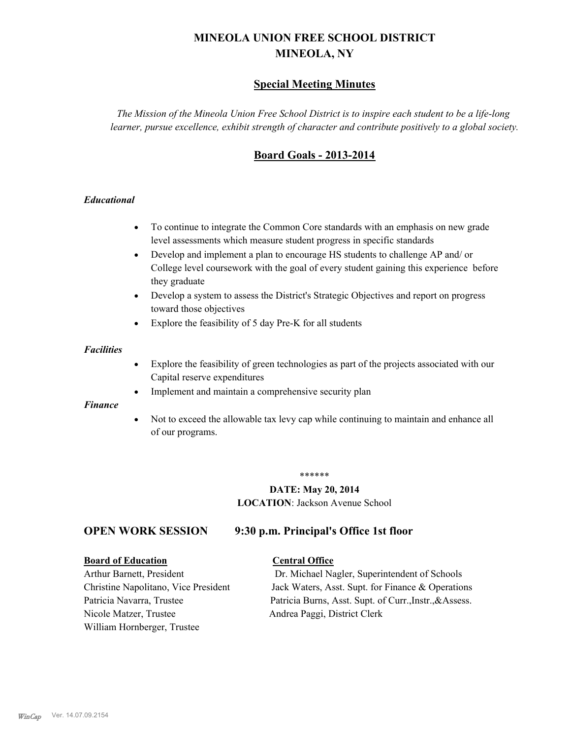# MINEOLA UNION FREE SCHOOL DISTRICT
# MINEOLA, NY

## Special Meeting Minutes

*The Mission of the Mineola Union Free School District is to inspire each student to be a life-long learner, pursue excellence, exhibit strength of character and contribute positively to a global society.*

## Board Goals - 2013-2014

### *Educational*

- To continue to integrate the Common Core standards with an emphasis on new grade level assessments which measure student progress in specific standards
- Develop and implement a plan to encourage HS students to challenge AP and/ or College level coursework with the goal of every student gaining this experience before they graduate
- Develop a system to assess the District's Strategic Objectives and report on progress toward those objectives
- Explore the feasibility of 5 day Pre-K for all students

### *Facilities*

- Explore the feasibility of green technologies as part of the projects associated with our Capital reserve expenditures
- Implement and maintain a comprehensive security plan

### *Finance*

- Not to exceed the allowable tax levy cap while continuing to maintain and enhance all of our programs.

\*\*\*\*\*\*

**DATE: May 20, 2014**

**LOCATION**: Jackson Avenue School

## OPEN WORK SESSION 9:30 p.m. Principal's Office 1st floor

**Board of Education**

Arthur Barnett, President
Christine Napolitano, Vice President
Patricia Navarra, Trustee
Nicole Matzer, Trustee
William Hornberger, Trustee

**Central Office**

Dr. Michael Nagler, Superintendent of Schools
Jack Waters, Asst. Supt. for Finance & Operations
Patricia Burns, Asst. Supt. of Curr.,Instr.,&Assess.
Andrea Paggi, District Clerk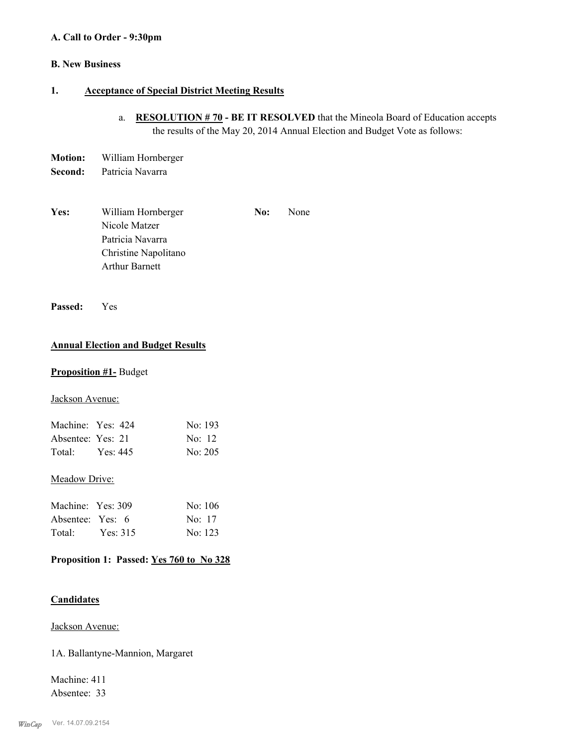**A. Call to Order - 9:30pm**

**B. New Business**

**1. Acceptance of Special District Meeting Results**

a. **RESOLUTION # 70 - BE IT RESOLVED** that the Mineola Board of Education accepts the results of the May 20, 2014 Annual Election and Budget Vote as follows:

**Motion:** William Hornberger
**Second:** Patricia Navarra

**Yes:** William Hornberger, Nicole Matzer, Patricia Navarra, Christine Napolitano, Arthur Barnett

**No:** None

**Passed:** Yes

**Annual Election and Budget Results**

**Proposition #1-** Budget

Jackson Avenue:

| | Yes | No |
|---|---|---|
| Machine: | Yes: 424 | No: 193 |
| Absentee: | Yes: 21 | No: 12 |
| Total: | Yes: 445 | No: 205 |

Meadow Drive:

| | Yes | No |
|---|---|---|
| Machine: | Yes: 309 | No: 106 |
| Absentee: | Yes: 6 | No: 17 |
| Total: | Yes: 315 | No: 123 |

**Proposition 1: Passed: Yes 760 to No 328**

**Candidates**

Jackson Avenue:

1A. Ballantyne-Mannion, Margaret

Machine: 411
Absentee: 33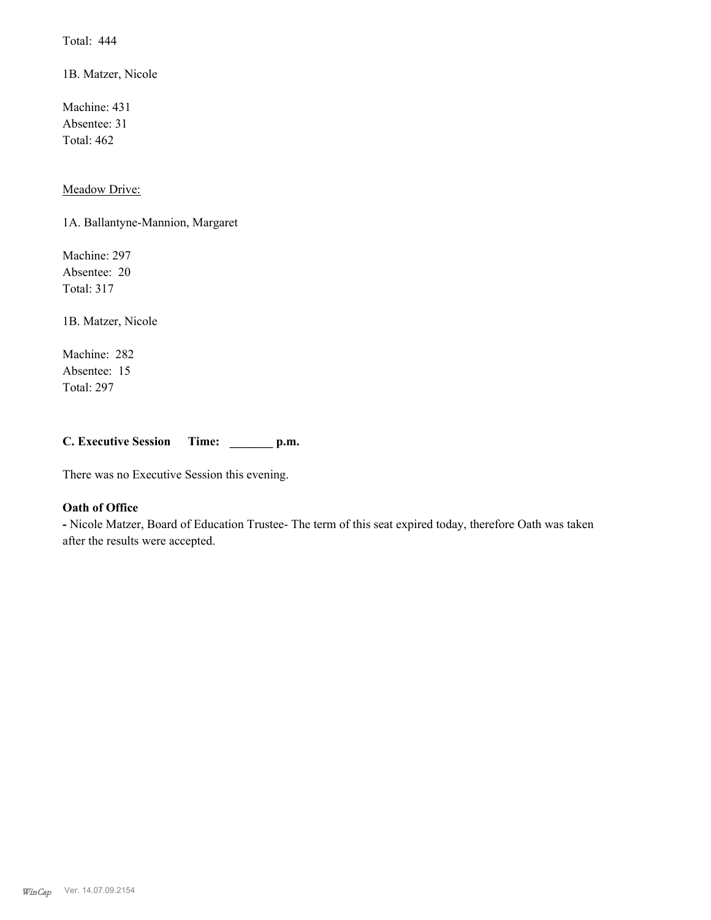Total: 444

1B. Matzer, Nicole

Machine: 431
Absentee: 31
Total: 462

Meadow Drive:

1A. Ballantyne-Mannion, Margaret

Machine: 297
Absentee: 20
Total: 317

1B. Matzer, Nicole

Machine: 282
Absentee: 15
Total: 297

**C. Executive Session Time: _______ p.m.**

There was no Executive Session this evening.

**Oath of Office**

**-** Nicole Matzer, Board of Education Trustee- The term of this seat expired today, therefore Oath was taken after the results were accepted.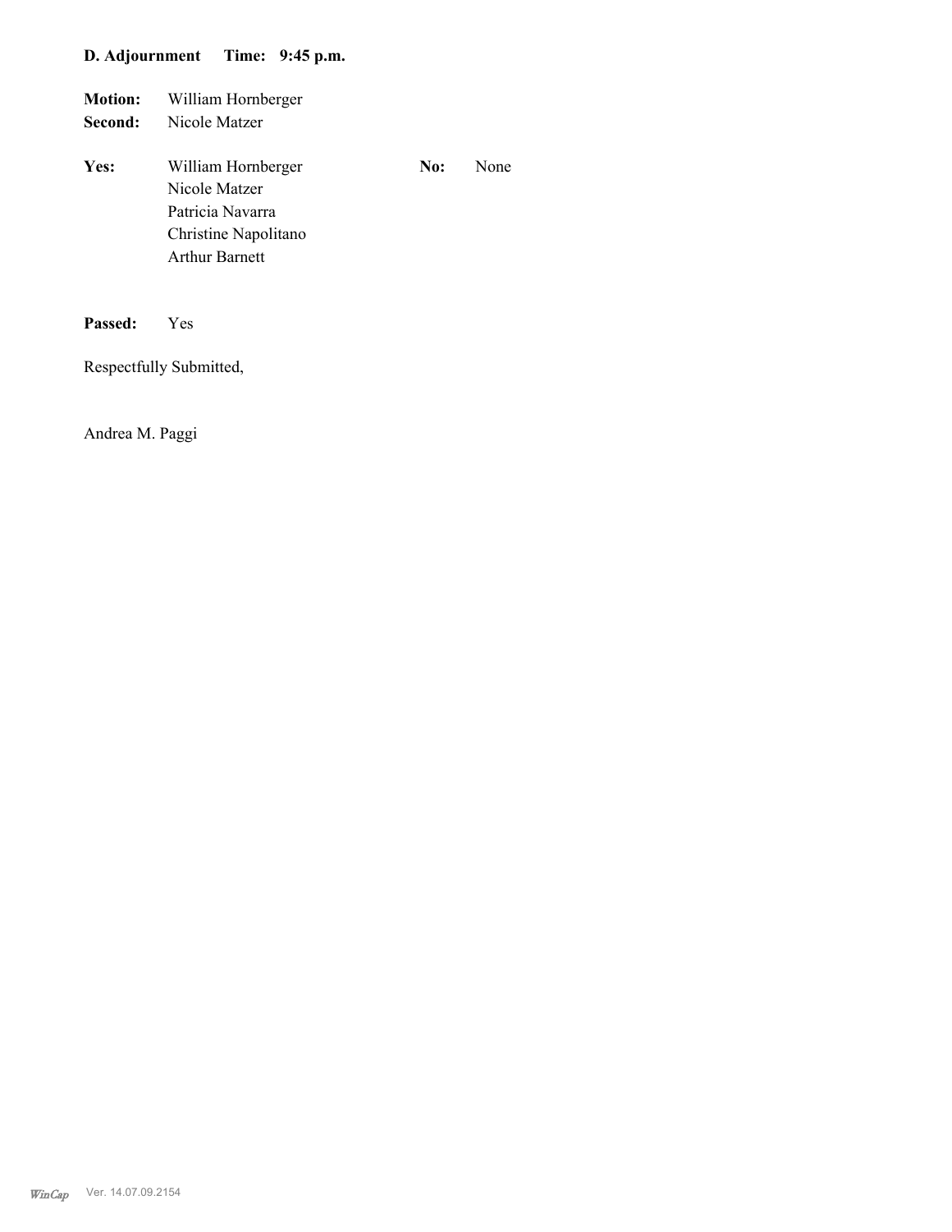**D. Adjournment Time: 9:45 p.m.**

**Motion:** William Hornberger
**Second:** Nicole Matzer

| | | | |
|---|---|---|---|
| **Yes:** | William Hornberger | **No:** | None |
| | Nicole Matzer | | |
| | Patricia Navarra | | |
| | Christine Napolitano | | |
| | Arthur Barnett | | |

**Passed:** Yes

Respectfully Submitted,

Andrea M. Paggi